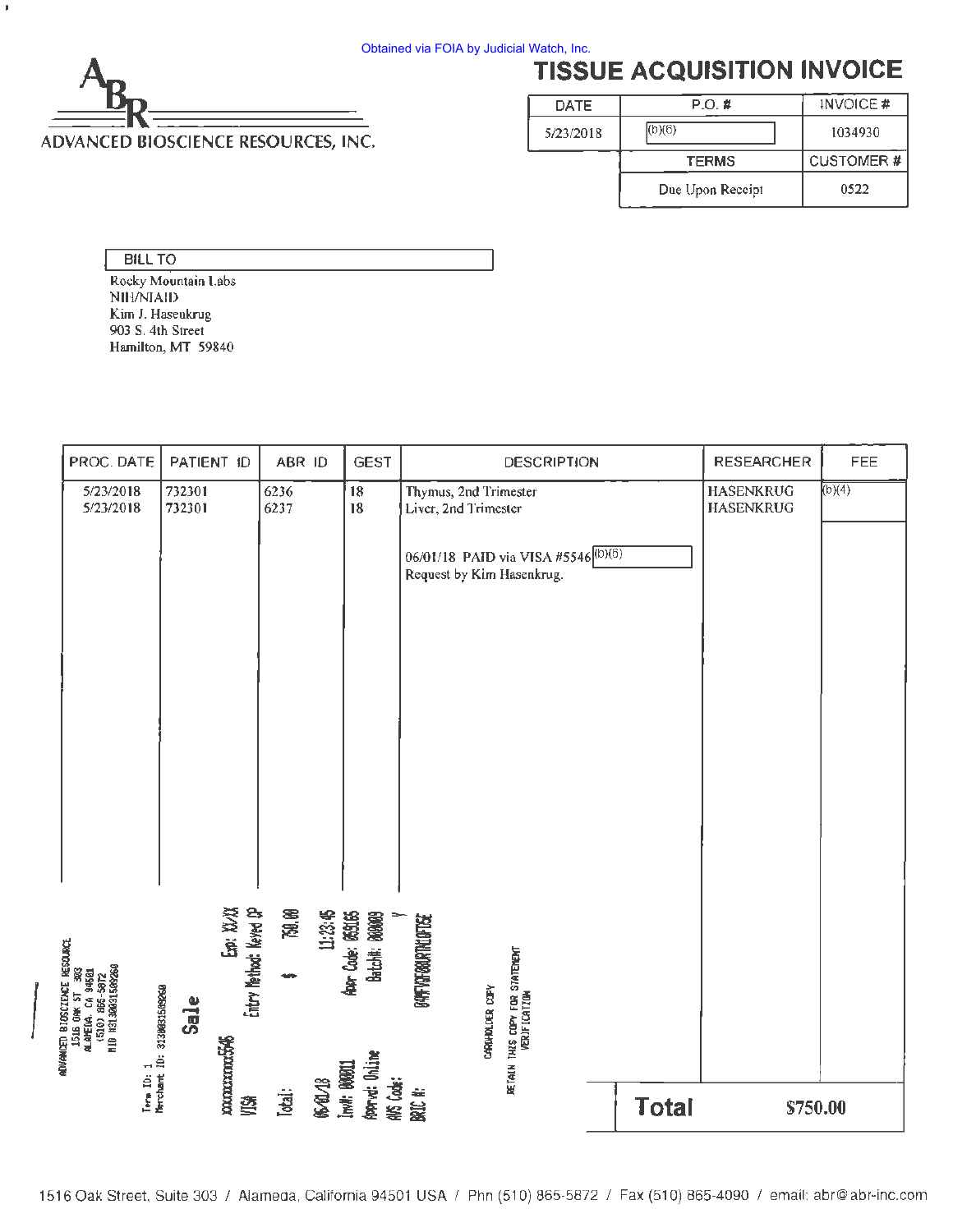Obtained via FOIA by Judicial Watch, Inc.

ADVANCED BIOSCIENCE RESOURCES, INC.

# TISSUE ACQUISITION INVOICE

| DATE | P.O. # | INVOICE # |
|---|---|---|
| 5/23/2018 | (b)(6) | 1034930 |

| TERMS | CUSTOMER # |
|---|---|
| Due Upon Receipt | 0522 |

**BILL TO**

Rocky Mountain Labs
NIH/NIAID
Kim J. Hasenkrug
903 S. 4th Street
Hamilton, MT 59840

| PROC. DATE | PATIENT ID | ABR ID | GEST | DESCRIPTION | RESEARCHER | FEE |
|---|---|---|---|---|---|---|
| 5/23/2018 | 732301 | 6236 | 18 | Thymus, 2nd Trimester | HASENKRUG | (b)(4) |
| 5/23/2018 | 732301 | 6237 | 18 | Liver, 2nd Trimester | HASENKRUG | |
| | | | | 06/01/18 PAID via VISA #5546 (b)(6) Request by Kim Hasenkrug. | | |

ADVANCED BIOSCIENCE RESOURCE
1516 OAK ST 303
ALAMEDA, CA 94501
(510) 865-5872
MID 313003150926O

Term ID: 1
Merchant ID: 313003150926O

Sale

xxxxxxxxxxxx5546 Exp: XX/XX
VISA Entry Method: Keyed CP
Total: $ 750.00
06/01/18 11:23:45
Inv#: 000011 Appr Code: 059165
Apprvd: Online Batch#: 000009
AVS Code: Y
BRIC #: 0AMFYGF08URTKLOFT6E

CARDHOLDER COPY
RETAIN THIS COPY FOR STATEMENT VERIFICATION

**Total** $750.00

1516 Oak Street, Suite 303 / Alameda, California 94501 USA / Phn (510) 865-5872 / Fax (510) 865-4090 / email: abr@abr-inc.com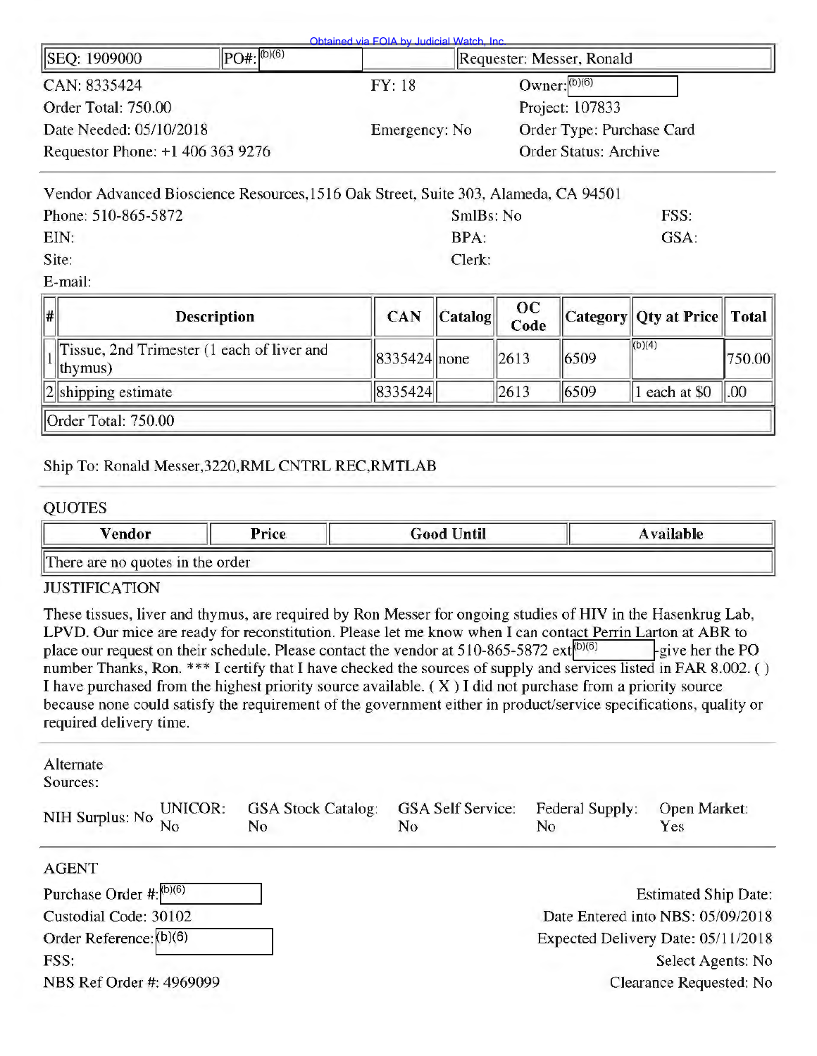Obtained via FOIA by Judicial Watch, Inc.

| SEQ: 1909000 | PO#: (b)(6) | | Requester: Messer, Ronald |
|---|---|---|---|

CAN: 8335424 | FY: 18 | Owner: (b)(6)

Order Total: 750.00 | Project: 107833

Date Needed: 05/10/2018 | Emergency: No | Order Type: Purchase Card

Requestor Phone: +1 406 363 9276 | Order Status: Archive

Vendor Advanced Bioscience Resources,1516 Oak Street, Suite 303, Alameda, CA 94501

Phone: 510-865-5872 | SmlBs: No | FSS:

EIN: | BPA: | GSA:

Site: | Clerk:

E-mail:

| # | Description | CAN | Catalog | OC Code | Category | Qty at Price | Total |
|---|---|---|---|---|---|---|---|
| 1 | Tissue, 2nd Trimester (1 each of liver and thymus) | 8335424 | none | 2613 | 6509 | (b)(4) | 750.00 |
| 2 | shipping estimate | 8335424 | | 2613 | 6509 | 1 each at $0 | .00 |
| Order Total: 750.00 | | | | | | | |

Ship To: Ronald Messer,3220,RML CNTRL REC,RMTLAB

QUOTES

| Vendor | Price | Good Until | Available |
|---|---|---|---|
| There are no quotes in the order | | | |

JUSTIFICATION

These tissues, liver and thymus, are required by Ron Messer for ongoing studies of HIV in the Hasenkrug Lab, LPVD. Our mice are ready for reconstitution. Please let me know when I can contact Perrin Larton at ABR to place our request on their schedule. Please contact the vendor at 510-865-5872 ext (b)(6) -give her the PO number Thanks, Ron. *** I certify that I have checked the sources of supply and services listed in FAR 8.002. ( ) I have purchased from the highest priority source available. ( X ) I did not purchase from a priority source because none could satisfy the requirement of the government either in product/service specifications, quality or required delivery time.

Alternate Sources:

| NIH Surplus: No | UNICOR: No | GSA Stock Catalog: No | GSA Self Service: No | Federal Supply: No | Open Market: Yes |
|---|---|---|---|---|---|

AGENT

Purchase Order #: (b)(6) | Estimated Ship Date:

Custodial Code: 30102 | Date Entered into NBS: 05/09/2018

Order Reference: (b)(6) | Expected Delivery Date: 05/11/2018

FSS: | Select Agents: No

NBS Ref Order #: 4969099 | Clearance Requested: No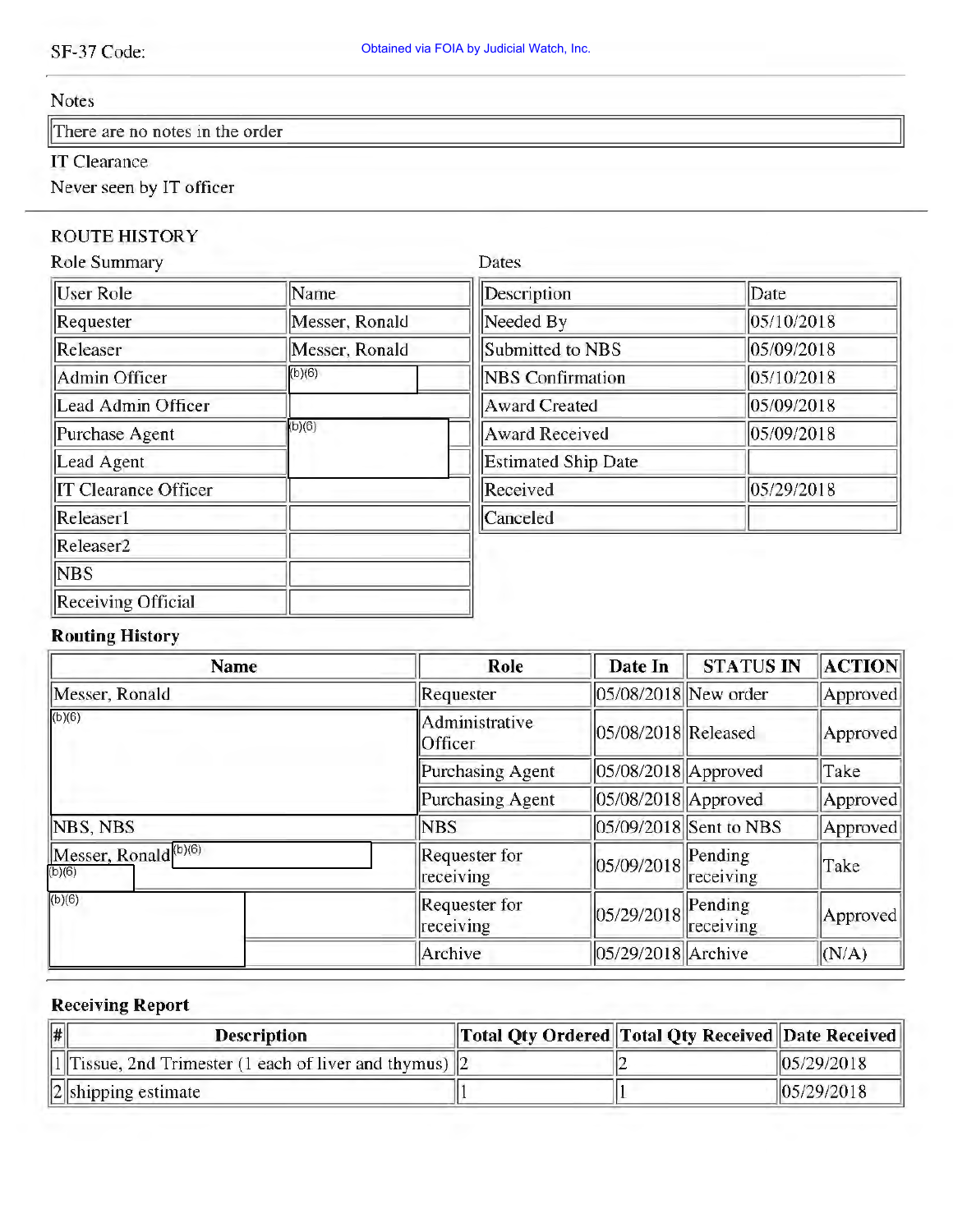SF-37 Code:

Obtained via FOIA by Judicial Watch, Inc.

Notes

There are no notes in the order

IT Clearance

Never seen by IT officer

## ROUTE HISTORY

Role Summary

| User Role | Name |
|---|---|
| Requester | Messer, Ronald |
| Releaser | Messer, Ronald |
| Admin Officer | (b)(6) |
| Lead Admin Officer | |
| Purchase Agent | (b)(6) |
| Lead Agent | |
| IT Clearance Officer | |
| Releaser1 | |
| Releaser2 | |
| NBS | |
| Receiving Official | |

Dates

| Description | Date |
|---|---|
| Needed By | 05/10/2018 |
| Submitted to NBS | 05/09/2018 |
| NBS Confirmation | 05/10/2018 |
| Award Created | 05/09/2018 |
| Award Received | 05/09/2018 |
| Estimated Ship Date | |
| Received | 05/29/2018 |
| Canceled | |

### Routing History

| Name | Role | Date In | STATUS IN | ACTION |
|---|---|---|---|---|
| Messer, Ronald | Requester | 05/08/2018 | New order | Approved |
| (b)(6) | Administrative Officer | 05/08/2018 | Released | Approved |
| | Purchasing Agent | 05/08/2018 | Approved | Take |
| | Purchasing Agent | 05/08/2018 | Approved | Approved |
| NBS, NBS | NBS | 05/09/2018 | Sent to NBS | Approved |
| Messer, Ronald (b)(6) (b)(6) | Requester for receiving | 05/09/2018 | Pending receiving | Take |
| (b)(6) | Requester for receiving | 05/29/2018 | Pending receiving | Approved |
| | Archive | 05/29/2018 | Archive | (N/A) |

### Receiving Report

| # | Description | Total Qty Ordered | Total Qty Received | Date Received |
|---|---|---|---|---|
| 1 | Tissue, 2nd Trimester (1 each of liver and thymus) | 2 | 2 | 05/29/2018 |
| 2 | shipping estimate | 1 | 1 | 05/29/2018 |